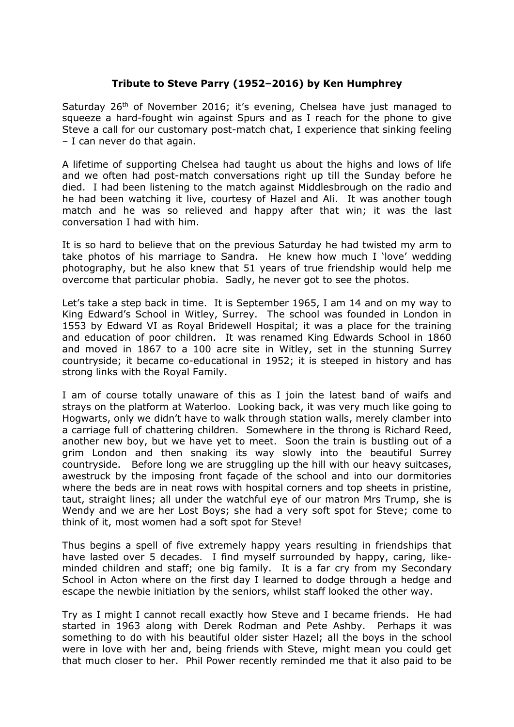**Tribute to Steve Parry (1952–2016) by Ken Humphrey**

Saturday 26th of November 2016; it's evening, Chelsea have just managed to squeeze a hard-fought win against Spurs and as I reach for the phone to give Steve a call for our customary post-match chat, I experience that sinking feeling – I can never do that again.

A lifetime of supporting Chelsea had taught us about the highs and lows of life and we often had post-match conversations right up till the Sunday before he died. I had been listening to the match against Middlesbrough on the radio and he had been watching it live, courtesy of Hazel and Ali. It was another tough match and he was so relieved and happy after that win; it was the last conversation I had with him.

It is so hard to believe that on the previous Saturday he had twisted my arm to take photos of his marriage to Sandra. He knew how much I 'love' wedding photography, but he also knew that 51 years of true friendship would help me overcome that particular phobia. Sadly, he never got to see the photos.

Let's take a step back in time. It is September 1965, I am 14 and on my way to King Edward's School in Witley, Surrey. The school was founded in London in 1553 by Edward VI as Royal Bridewell Hospital; it was a place for the training and education of poor children. It was renamed King Edwards School in 1860 and moved in 1867 to a 100 acre site in Witley, set in the stunning Surrey countryside; it became co-educational in 1952; it is steeped in history and has strong links with the Royal Family.

I am of course totally unaware of this as I join the latest band of waifs and strays on the platform at Waterloo. Looking back, it was very much like going to Hogwarts, only we didn't have to walk through station walls, merely clamber into a carriage full of chattering children. Somewhere in the throng is Richard Reed, another new boy, but we have yet to meet. Soon the train is bustling out of a grim London and then snaking its way slowly into the beautiful Surrey countryside. Before long we are struggling up the hill with our heavy suitcases, awestruck by the imposing front façade of the school and into our dormitories where the beds are in neat rows with hospital corners and top sheets in pristine, taut, straight lines; all under the watchful eye of our matron Mrs Trump, she is Wendy and we are her Lost Boys; she had a very soft spot for Steve; come to think of it, most women had a soft spot for Steve!

Thus begins a spell of five extremely happy years resulting in friendships that have lasted over 5 decades. I find myself surrounded by happy, caring, like-minded children and staff; one big family. It is a far cry from my Secondary School in Acton where on the first day I learned to dodge through a hedge and escape the newbie initiation by the seniors, whilst staff looked the other way.

Try as I might I cannot recall exactly how Steve and I became friends. He had started in 1963 along with Derek Rodman and Pete Ashby. Perhaps it was something to do with his beautiful older sister Hazel; all the boys in the school were in love with her and, being friends with Steve, might mean you could get that much closer to her. Phil Power recently reminded me that it also paid to be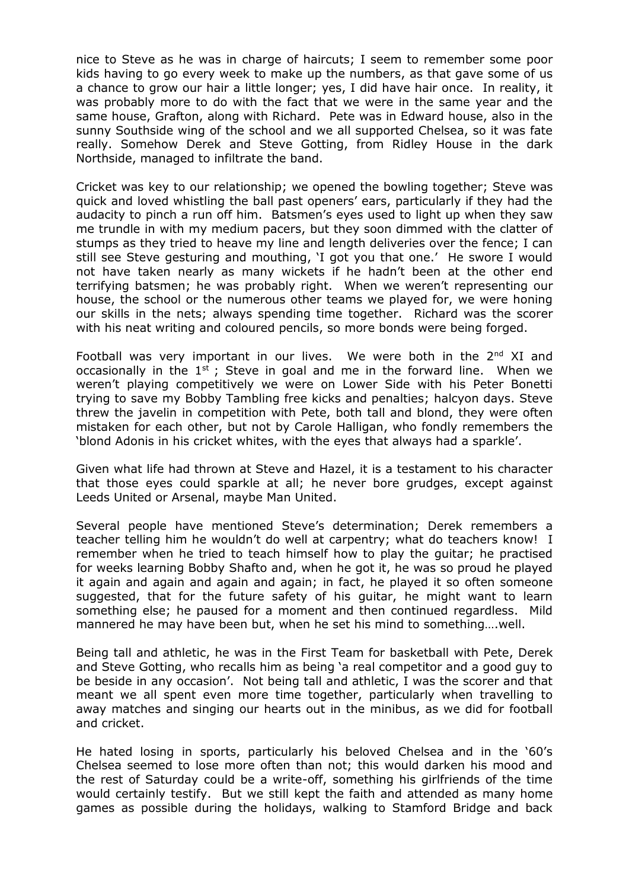nice to Steve as he was in charge of haircuts; I seem to remember some poor kids having to go every week to make up the numbers, as that gave some of us a chance to grow our hair a little longer; yes, I did have hair once. In reality, it was probably more to do with the fact that we were in the same year and the same house, Grafton, along with Richard. Pete was in Edward house, also in the sunny Southside wing of the school and we all supported Chelsea, so it was fate really. Somehow Derek and Steve Gotting, from Ridley House in the dark Northside, managed to infiltrate the band.

Cricket was key to our relationship; we opened the bowling together; Steve was quick and loved whistling the ball past openers' ears, particularly if they had the audacity to pinch a run off him. Batsmen's eyes used to light up when they saw me trundle in with my medium pacers, but they soon dimmed with the clatter of stumps as they tried to heave my line and length deliveries over the fence; I can still see Steve gesturing and mouthing, 'I got you that one.' He swore I would not have taken nearly as many wickets if he hadn't been at the other end terrifying batsmen; he was probably right. When we weren't representing our house, the school or the numerous other teams we played for, we were honing our skills in the nets; always spending time together. Richard was the scorer with his neat writing and coloured pencils, so more bonds were being forged.

Football was very important in our lives. We were both in the 2nd XI and occasionally in the 1st ; Steve in goal and me in the forward line. When we weren't playing competitively we were on Lower Side with his Peter Bonetti trying to save my Bobby Tambling free kicks and penalties; halcyon days. Steve threw the javelin in competition with Pete, both tall and blond, they were often mistaken for each other, but not by Carole Halligan, who fondly remembers the 'blond Adonis in his cricket whites, with the eyes that always had a sparkle'.

Given what life had thrown at Steve and Hazel, it is a testament to his character that those eyes could sparkle at all; he never bore grudges, except against Leeds United or Arsenal, maybe Man United.

Several people have mentioned Steve's determination; Derek remembers a teacher telling him he wouldn't do well at carpentry; what do teachers know! I remember when he tried to teach himself how to play the guitar; he practised for weeks learning Bobby Shafto and, when he got it, he was so proud he played it again and again and again and again; in fact, he played it so often someone suggested, that for the future safety of his guitar, he might want to learn something else; he paused for a moment and then continued regardless. Mild mannered he may have been but, when he set his mind to something….well.

Being tall and athletic, he was in the First Team for basketball with Pete, Derek and Steve Gotting, who recalls him as being 'a real competitor and a good guy to be beside in any occasion'. Not being tall and athletic, I was the scorer and that meant we all spent even more time together, particularly when travelling to away matches and singing our hearts out in the minibus, as we did for football and cricket.

He hated losing in sports, particularly his beloved Chelsea and in the '60's Chelsea seemed to lose more often than not; this would darken his mood and the rest of Saturday could be a write-off, something his girlfriends of the time would certainly testify. But we still kept the faith and attended as many home games as possible during the holidays, walking to Stamford Bridge and back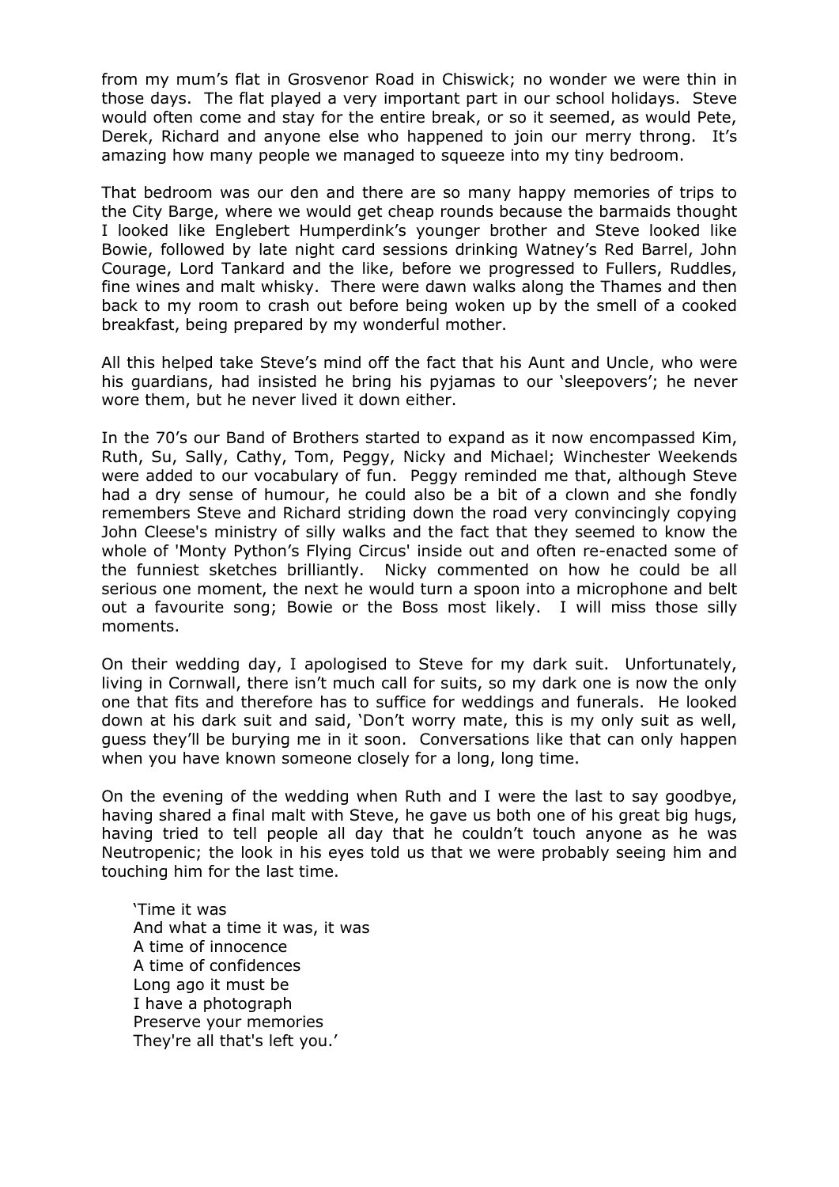from my mum's flat in Grosvenor Road in Chiswick; no wonder we were thin in those days. The flat played a very important part in our school holidays. Steve would often come and stay for the entire break, or so it seemed, as would Pete, Derek, Richard and anyone else who happened to join our merry throng. It's amazing how many people we managed to squeeze into my tiny bedroom.

That bedroom was our den and there are so many happy memories of trips to the City Barge, where we would get cheap rounds because the barmaids thought I looked like Englebert Humperdink's younger brother and Steve looked like Bowie, followed by late night card sessions drinking Watney's Red Barrel, John Courage, Lord Tankard and the like, before we progressed to Fullers, Ruddles, fine wines and malt whisky. There were dawn walks along the Thames and then back to my room to crash out before being woken up by the smell of a cooked breakfast, being prepared by my wonderful mother.

All this helped take Steve's mind off the fact that his Aunt and Uncle, who were his guardians, had insisted he bring his pyjamas to our 'sleepovers'; he never wore them, but he never lived it down either.

In the 70's our Band of Brothers started to expand as it now encompassed Kim, Ruth, Su, Sally, Cathy, Tom, Peggy, Nicky and Michael; Winchester Weekends were added to our vocabulary of fun. Peggy reminded me that, although Steve had a dry sense of humour, he could also be a bit of a clown and she fondly remembers Steve and Richard striding down the road very convincingly copying John Cleese's ministry of silly walks and the fact that they seemed to know the whole of 'Monty Python's Flying Circus' inside out and often re-enacted some of the funniest sketches brilliantly. Nicky commented on how he could be all serious one moment, the next he would turn a spoon into a microphone and belt out a favourite song; Bowie or the Boss most likely. I will miss those silly moments.

On their wedding day, I apologised to Steve for my dark suit. Unfortunately, living in Cornwall, there isn't much call for suits, so my dark one is now the only one that fits and therefore has to suffice for weddings and funerals. He looked down at his dark suit and said, 'Don't worry mate, this is my only suit as well, guess they'll be burying me in it soon. Conversations like that can only happen when you have known someone closely for a long, long time.

On the evening of the wedding when Ruth and I were the last to say goodbye, having shared a final malt with Steve, he gave us both one of his great big hugs, having tried to tell people all day that he couldn't touch anyone as he was Neutropenic; the look in his eyes told us that we were probably seeing him and touching him for the last time.

> 'Time it was
> And what a time it was, it was
> A time of innocence
> A time of confidences
> Long ago it must be
> I have a photograph
> Preserve your memories
> They're all that's left you.'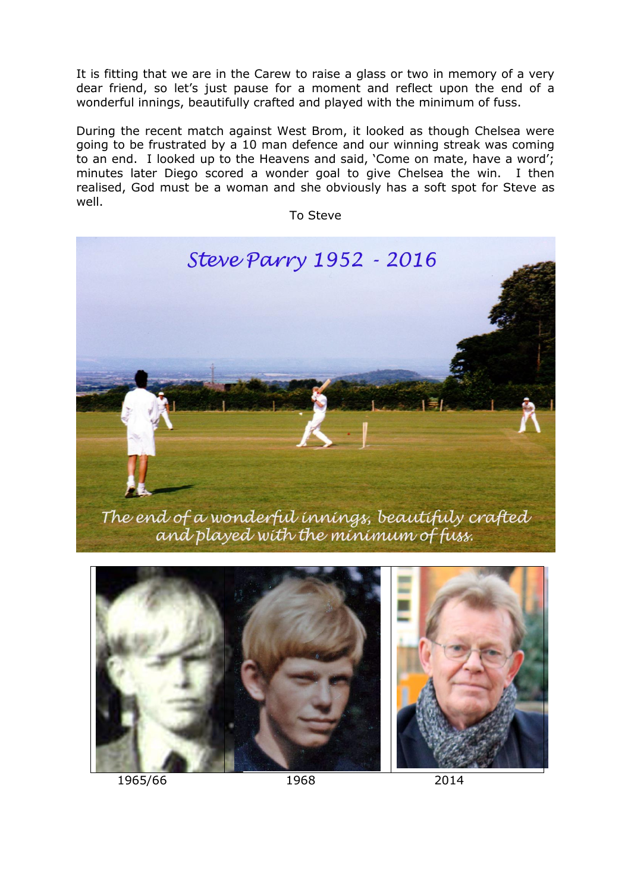It is fitting that we are in the Carew to raise a glass or two in memory of a very dear friend, so let's just pause for a moment and reflect upon the end of a wonderful innings, beautifully crafted and played with the minimum of fuss.

During the recent match against West Brom, it looked as though Chelsea were going to be frustrated by a 10 man defence and our winning streak was coming to an end. I looked up to the Heavens and said, 'Come on mate, have a word'; minutes later Diego scored a wonder goal to give Chelsea the win. I then realised, God must be a woman and she obviously has a soft spot for Steve as well.

To Steve

*Steve Parry 1952 - 2016*

*The end of a wonderful innings, beautifuly crafted and played with the minimum of fuss.*

1965/66 1968 2014